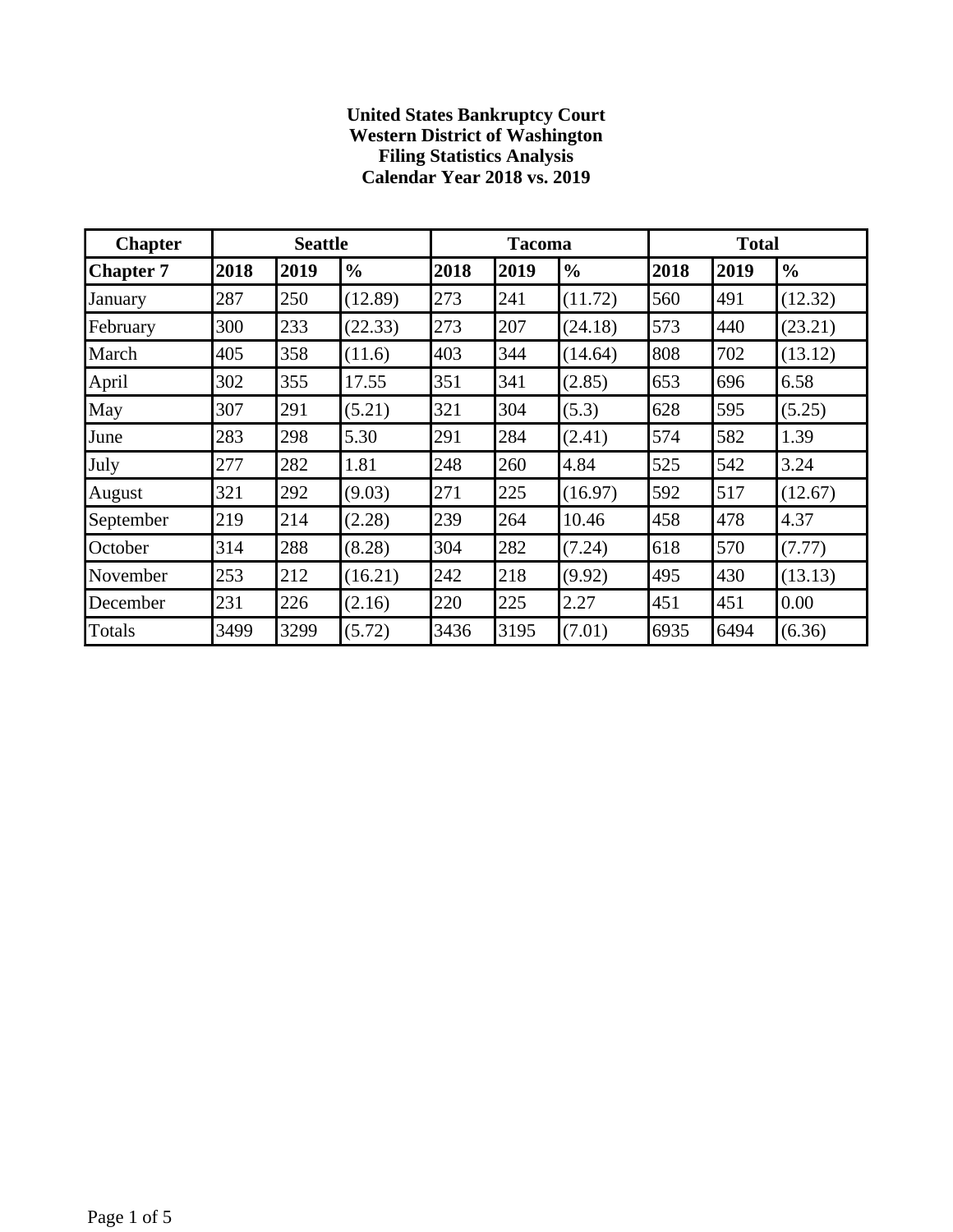**United States Bankruptcy Court**
**Western District of Washington**
**Filing Statistics Analysis**
**Calendar Year 2018 vs. 2019**

| Chapter | Seattle | | | Tacoma | | | Total | | |
|---|---|---|---|---|---|---|---|---|---|
| **Chapter 7** | **2018** | **2019** | **%** | **2018** | **2019** | **%** | **2018** | **2019** | **%** |
| January | 287 | 250 | (12.89) | 273 | 241 | (11.72) | 560 | 491 | (12.32) |
| February | 300 | 233 | (22.33) | 273 | 207 | (24.18) | 573 | 440 | (23.21) |
| March | 405 | 358 | (11.6) | 403 | 344 | (14.64) | 808 | 702 | (13.12) |
| April | 302 | 355 | 17.55 | 351 | 341 | (2.85) | 653 | 696 | 6.58 |
| May | 307 | 291 | (5.21) | 321 | 304 | (5.3) | 628 | 595 | (5.25) |
| June | 283 | 298 | 5.30 | 291 | 284 | (2.41) | 574 | 582 | 1.39 |
| July | 277 | 282 | 1.81 | 248 | 260 | 4.84 | 525 | 542 | 3.24 |
| August | 321 | 292 | (9.03) | 271 | 225 | (16.97) | 592 | 517 | (12.67) |
| September | 219 | 214 | (2.28) | 239 | 264 | 10.46 | 458 | 478 | 4.37 |
| October | 314 | 288 | (8.28) | 304 | 282 | (7.24) | 618 | 570 | (7.77) |
| November | 253 | 212 | (16.21) | 242 | 218 | (9.92) | 495 | 430 | (13.13) |
| December | 231 | 226 | (2.16) | 220 | 225 | 2.27 | 451 | 451 | 0.00 |
| Totals | 3499 | 3299 | (5.72) | 3436 | 3195 | (7.01) | 6935 | 6494 | (6.36) |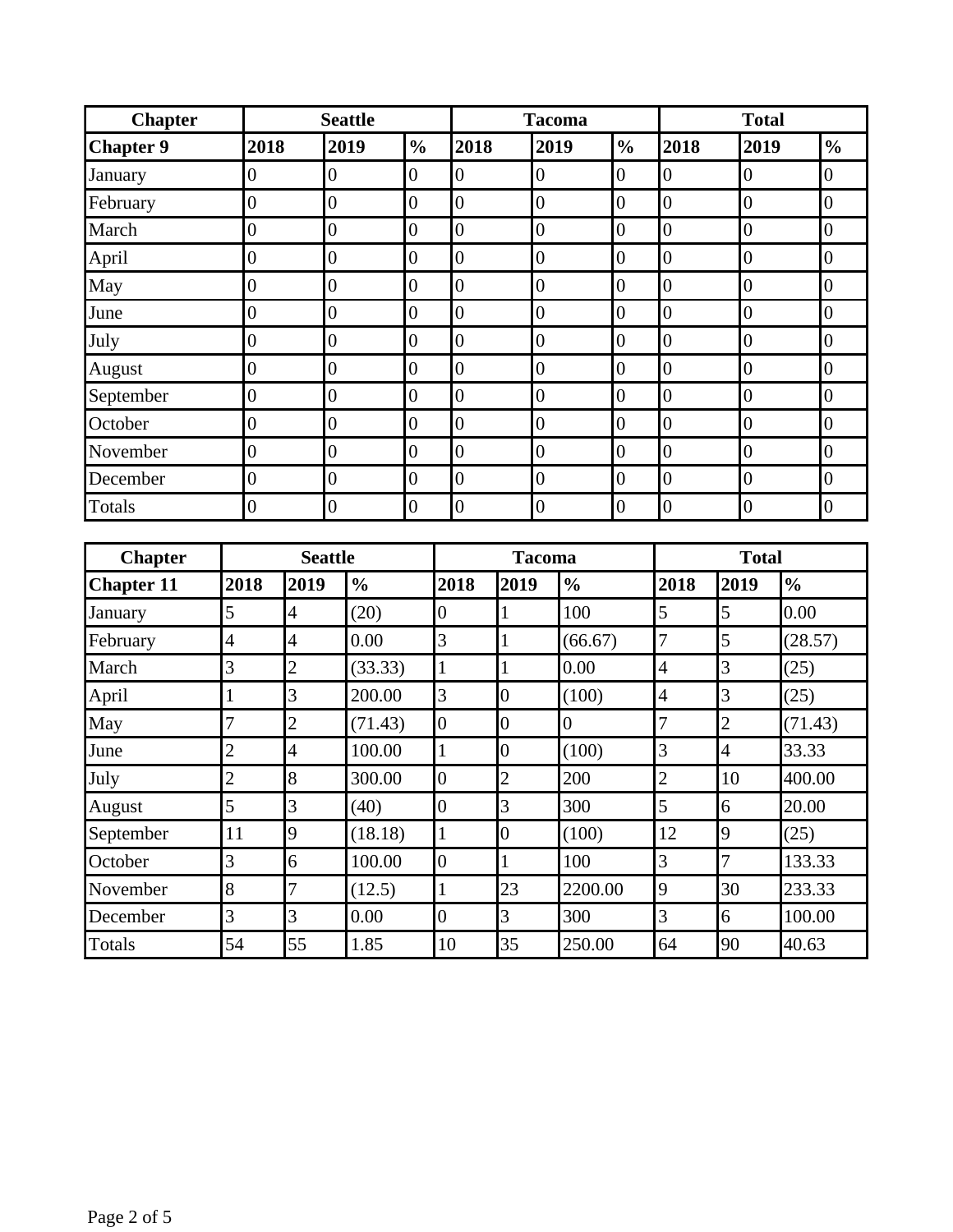| Chapter | Seattle | | | Tacoma | | | Total | | |
|---|---|---|---|---|---|---|---|---|---|
| **Chapter 9** | **2018** | **2019** | **%** | **2018** | **2019** | **%** | **2018** | **2019** | **%** |
| January | 0 | 0 | 0 | 0 | 0 | 0 | 0 | 0 | 0 |
| February | 0 | 0 | 0 | 0 | 0 | 0 | 0 | 0 | 0 |
| March | 0 | 0 | 0 | 0 | 0 | 0 | 0 | 0 | 0 |
| April | 0 | 0 | 0 | 0 | 0 | 0 | 0 | 0 | 0 |
| May | 0 | 0 | 0 | 0 | 0 | 0 | 0 | 0 | 0 |
| June | 0 | 0 | 0 | 0 | 0 | 0 | 0 | 0 | 0 |
| July | 0 | 0 | 0 | 0 | 0 | 0 | 0 | 0 | 0 |
| August | 0 | 0 | 0 | 0 | 0 | 0 | 0 | 0 | 0 |
| September | 0 | 0 | 0 | 0 | 0 | 0 | 0 | 0 | 0 |
| October | 0 | 0 | 0 | 0 | 0 | 0 | 0 | 0 | 0 |
| November | 0 | 0 | 0 | 0 | 0 | 0 | 0 | 0 | 0 |
| December | 0 | 0 | 0 | 0 | 0 | 0 | 0 | 0 | 0 |
| Totals | 0 | 0 | 0 | 0 | 0 | 0 | 0 | 0 | 0 |

| Chapter | Seattle | | | Tacoma | | | Total | | |
|---|---|---|---|---|---|---|---|---|---|
| **Chapter 11** | **2018** | **2019** | **%** | **2018** | **2019** | **%** | **2018** | **2019** | **%** |
| January | 5 | 4 | (20) | 0 | 1 | 100 | 5 | 5 | 0.00 |
| February | 4 | 4 | 0.00 | 3 | 1 | (66.67) | 7 | 5 | (28.57) |
| March | 3 | 2 | (33.33) | 1 | 1 | 0.00 | 4 | 3 | (25) |
| April | 1 | 3 | 200.00 | 3 | 0 | (100) | 4 | 3 | (25) |
| May | 7 | 2 | (71.43) | 0 | 0 | 0 | 7 | 2 | (71.43) |
| June | 2 | 4 | 100.00 | 1 | 0 | (100) | 3 | 4 | 33.33 |
| July | 2 | 8 | 300.00 | 0 | 2 | 200 | 2 | 10 | 400.00 |
| August | 5 | 3 | (40) | 0 | 3 | 300 | 5 | 6 | 20.00 |
| September | 11 | 9 | (18.18) | 1 | 0 | (100) | 12 | 9 | (25) |
| October | 3 | 6 | 100.00 | 0 | 1 | 100 | 3 | 7 | 133.33 |
| November | 8 | 7 | (12.5) | 1 | 23 | 2200.00 | 9 | 30 | 233.33 |
| December | 3 | 3 | 0.00 | 0 | 3 | 300 | 3 | 6 | 100.00 |
| Totals | 54 | 55 | 1.85 | 10 | 35 | 250.00 | 64 | 90 | 40.63 |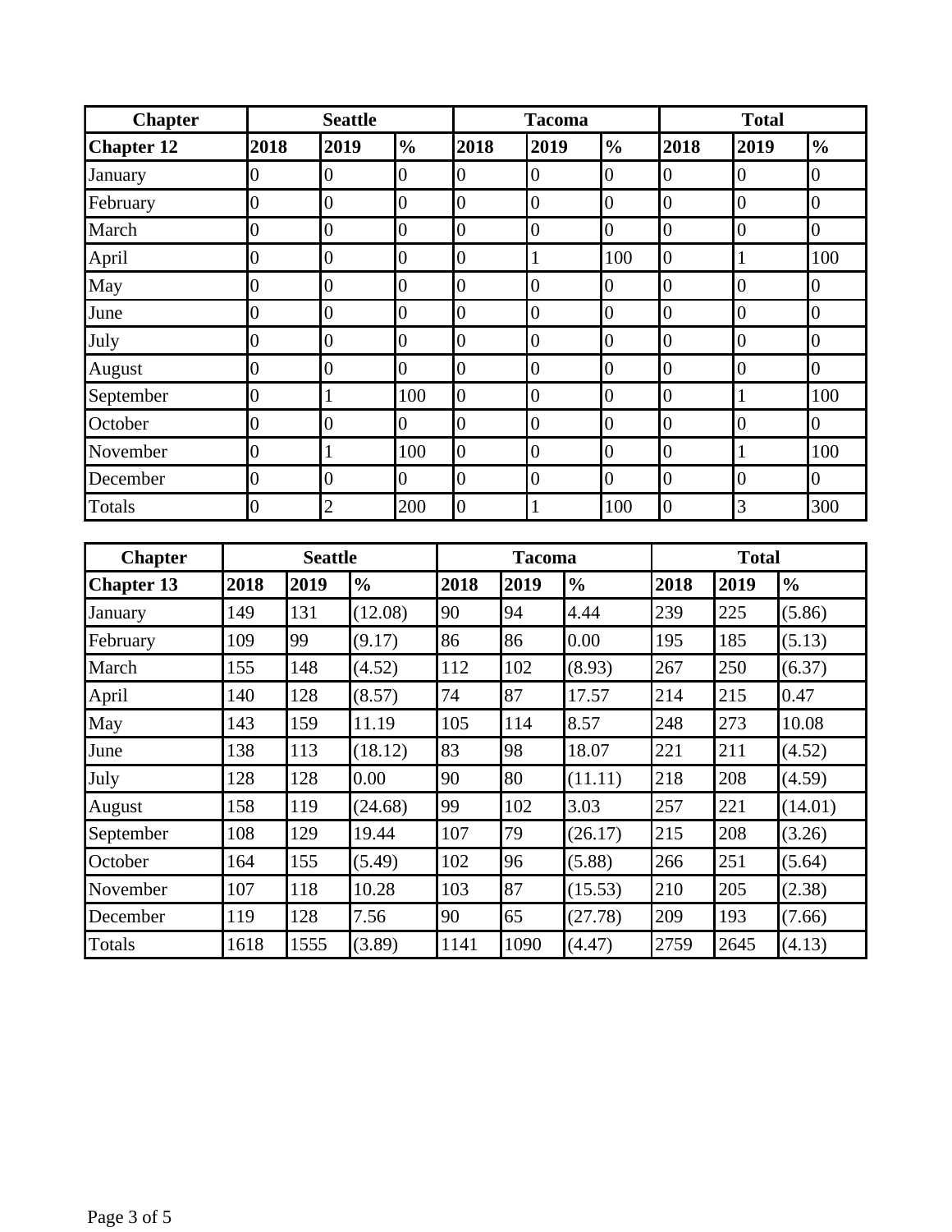| Chapter | Seattle | | | Tacoma | | | Total | | |
|---|---|---|---|---|---|---|---|---|---|
| **Chapter 12** | **2018** | **2019** | **%** | **2018** | **2019** | **%** | **2018** | **2019** | **%** |
| January | 0 | 0 | 0 | 0 | 0 | 0 | 0 | 0 | 0 |
| February | 0 | 0 | 0 | 0 | 0 | 0 | 0 | 0 | 0 |
| March | 0 | 0 | 0 | 0 | 0 | 0 | 0 | 0 | 0 |
| April | 0 | 0 | 0 | 0 | 1 | 100 | 0 | 1 | 100 |
| May | 0 | 0 | 0 | 0 | 0 | 0 | 0 | 0 | 0 |
| June | 0 | 0 | 0 | 0 | 0 | 0 | 0 | 0 | 0 |
| July | 0 | 0 | 0 | 0 | 0 | 0 | 0 | 0 | 0 |
| August | 0 | 0 | 0 | 0 | 0 | 0 | 0 | 0 | 0 |
| September | 0 | 1 | 100 | 0 | 0 | 0 | 0 | 1 | 100 |
| October | 0 | 0 | 0 | 0 | 0 | 0 | 0 | 0 | 0 |
| November | 0 | 1 | 100 | 0 | 0 | 0 | 0 | 1 | 100 |
| December | 0 | 0 | 0 | 0 | 0 | 0 | 0 | 0 | 0 |
| Totals | 0 | 2 | 200 | 0 | 1 | 100 | 0 | 3 | 300 |

| Chapter | Seattle | | | Tacoma | | | Total | | |
|---|---|---|---|---|---|---|---|---|---|
| **Chapter 13** | **2018** | **2019** | **%** | **2018** | **2019** | **%** | **2018** | **2019** | **%** |
| January | 149 | 131 | (12.08) | 90 | 94 | 4.44 | 239 | 225 | (5.86) |
| February | 109 | 99 | (9.17) | 86 | 86 | 0.00 | 195 | 185 | (5.13) |
| March | 155 | 148 | (4.52) | 112 | 102 | (8.93) | 267 | 250 | (6.37) |
| April | 140 | 128 | (8.57) | 74 | 87 | 17.57 | 214 | 215 | 0.47 |
| May | 143 | 159 | 11.19 | 105 | 114 | 8.57 | 248 | 273 | 10.08 |
| June | 138 | 113 | (18.12) | 83 | 98 | 18.07 | 221 | 211 | (4.52) |
| July | 128 | 128 | 0.00 | 90 | 80 | (11.11) | 218 | 208 | (4.59) |
| August | 158 | 119 | (24.68) | 99 | 102 | 3.03 | 257 | 221 | (14.01) |
| September | 108 | 129 | 19.44 | 107 | 79 | (26.17) | 215 | 208 | (3.26) |
| October | 164 | 155 | (5.49) | 102 | 96 | (5.88) | 266 | 251 | (5.64) |
| November | 107 | 118 | 10.28 | 103 | 87 | (15.53) | 210 | 205 | (2.38) |
| December | 119 | 128 | 7.56 | 90 | 65 | (27.78) | 209 | 193 | (7.66) |
| Totals | 1618 | 1555 | (3.89) | 1141 | 1090 | (4.47) | 2759 | 2645 | (4.13) |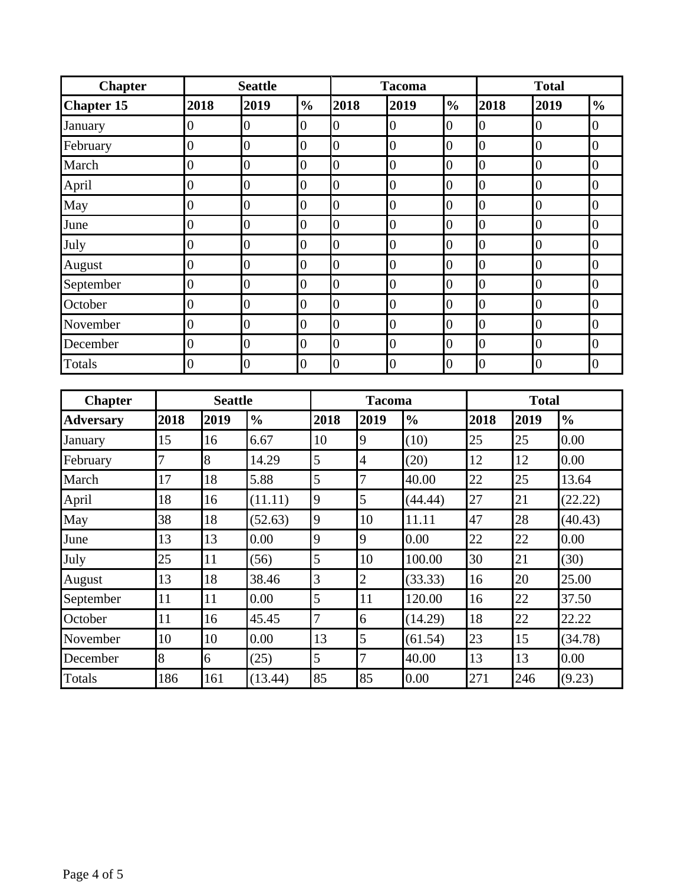| Chapter | Seattle | | | Tacoma | | | Total | | |
|---|---|---|---|---|---|---|---|---|---|
| **Chapter 15** | **2018** | **2019** | **%** | **2018** | **2019** | **%** | **2018** | **2019** | **%** |
| January | 0 | 0 | 0 | 0 | 0 | 0 | 0 | 0 | 0 |
| February | 0 | 0 | 0 | 0 | 0 | 0 | 0 | 0 | 0 |
| March | 0 | 0 | 0 | 0 | 0 | 0 | 0 | 0 | 0 |
| April | 0 | 0 | 0 | 0 | 0 | 0 | 0 | 0 | 0 |
| May | 0 | 0 | 0 | 0 | 0 | 0 | 0 | 0 | 0 |
| June | 0 | 0 | 0 | 0 | 0 | 0 | 0 | 0 | 0 |
| July | 0 | 0 | 0 | 0 | 0 | 0 | 0 | 0 | 0 |
| August | 0 | 0 | 0 | 0 | 0 | 0 | 0 | 0 | 0 |
| September | 0 | 0 | 0 | 0 | 0 | 0 | 0 | 0 | 0 |
| October | 0 | 0 | 0 | 0 | 0 | 0 | 0 | 0 | 0 |
| November | 0 | 0 | 0 | 0 | 0 | 0 | 0 | 0 | 0 |
| December | 0 | 0 | 0 | 0 | 0 | 0 | 0 | 0 | 0 |
| Totals | 0 | 0 | 0 | 0 | 0 | 0 | 0 | 0 | 0 |

| Chapter | Seattle | | | Tacoma | | | Total | | |
|---|---|---|---|---|---|---|---|---|---|
| **Adversary** | **2018** | **2019** | **%** | **2018** | **2019** | **%** | **2018** | **2019** | **%** |
| January | 15 | 16 | 6.67 | 10 | 9 | (10) | 25 | 25 | 0.00 |
| February | 7 | 8 | 14.29 | 5 | 4 | (20) | 12 | 12 | 0.00 |
| March | 17 | 18 | 5.88 | 5 | 7 | 40.00 | 22 | 25 | 13.64 |
| April | 18 | 16 | (11.11) | 9 | 5 | (44.44) | 27 | 21 | (22.22) |
| May | 38 | 18 | (52.63) | 9 | 10 | 11.11 | 47 | 28 | (40.43) |
| June | 13 | 13 | 0.00 | 9 | 9 | 0.00 | 22 | 22 | 0.00 |
| July | 25 | 11 | (56) | 5 | 10 | 100.00 | 30 | 21 | (30) |
| August | 13 | 18 | 38.46 | 3 | 2 | (33.33) | 16 | 20 | 25.00 |
| September | 11 | 11 | 0.00 | 5 | 11 | 120.00 | 16 | 22 | 37.50 |
| October | 11 | 16 | 45.45 | 7 | 6 | (14.29) | 18 | 22 | 22.22 |
| November | 10 | 10 | 0.00 | 13 | 5 | (61.54) | 23 | 15 | (34.78) |
| December | 8 | 6 | (25) | 5 | 7 | 40.00 | 13 | 13 | 0.00 |
| Totals | 186 | 161 | (13.44) | 85 | 85 | 0.00 | 271 | 246 | (9.23) |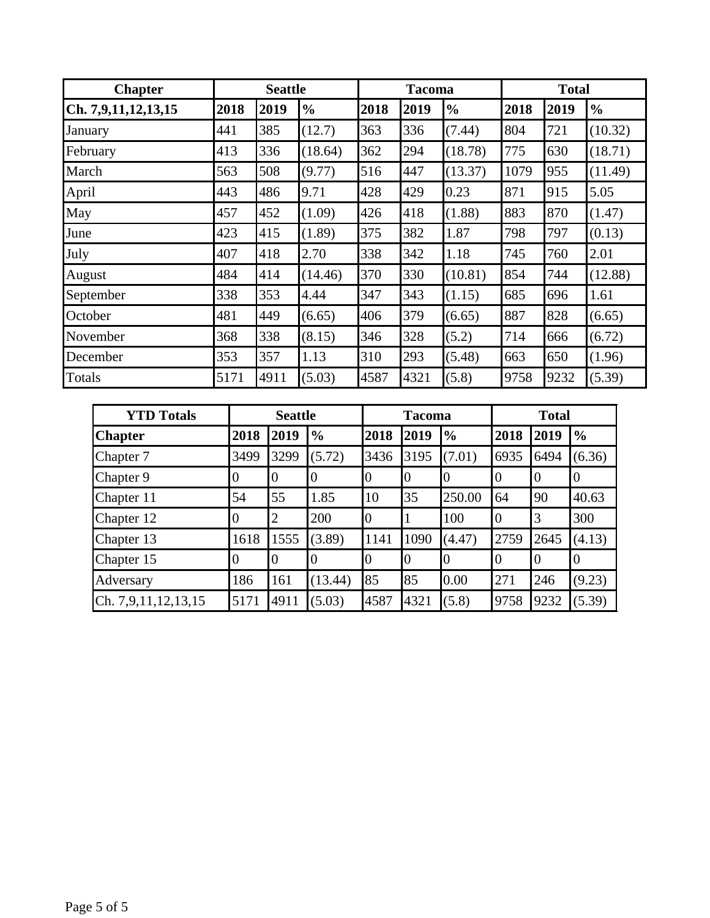| Chapter | Seattle | | | Tacoma | | | Total | | |
|---|---|---|---|---|---|---|---|---|---|
| **Ch. 7,9,11,12,13,15** | **2018** | **2019** | **%** | **2018** | **2019** | **%** | **2018** | **2019** | **%** |
| January | 441 | 385 | (12.7) | 363 | 336 | (7.44) | 804 | 721 | (10.32) |
| February | 413 | 336 | (18.64) | 362 | 294 | (18.78) | 775 | 630 | (18.71) |
| March | 563 | 508 | (9.77) | 516 | 447 | (13.37) | 1079 | 955 | (11.49) |
| April | 443 | 486 | 9.71 | 428 | 429 | 0.23 | 871 | 915 | 5.05 |
| May | 457 | 452 | (1.09) | 426 | 418 | (1.88) | 883 | 870 | (1.47) |
| June | 423 | 415 | (1.89) | 375 | 382 | 1.87 | 798 | 797 | (0.13) |
| July | 407 | 418 | 2.70 | 338 | 342 | 1.18 | 745 | 760 | 2.01 |
| August | 484 | 414 | (14.46) | 370 | 330 | (10.81) | 854 | 744 | (12.88) |
| September | 338 | 353 | 4.44 | 347 | 343 | (1.15) | 685 | 696 | 1.61 |
| October | 481 | 449 | (6.65) | 406 | 379 | (6.65) | 887 | 828 | (6.65) |
| November | 368 | 338 | (8.15) | 346 | 328 | (5.2) | 714 | 666 | (6.72) |
| December | 353 | 357 | 1.13 | 310 | 293 | (5.48) | 663 | 650 | (1.96) |
| Totals | 5171 | 4911 | (5.03) | 4587 | 4321 | (5.8) | 9758 | 9232 | (5.39) |

| YTD Totals | Seattle | | | Tacoma | | | Total | | |
|---|---|---|---|---|---|---|---|---|---|
| **Chapter** | **2018** | **2019** | **%** | **2018** | **2019** | **%** | **2018** | **2019** | **%** |
| Chapter 7 | 3499 | 3299 | (5.72) | 3436 | 3195 | (7.01) | 6935 | 6494 | (6.36) |
| Chapter 9 | 0 | 0 | 0 | 0 | 0 | 0 | 0 | 0 | 0 |
| Chapter 11 | 54 | 55 | 1.85 | 10 | 35 | 250.00 | 64 | 90 | 40.63 |
| Chapter 12 | 0 | 2 | 200 | 0 | 1 | 100 | 0 | 3 | 300 |
| Chapter 13 | 1618 | 1555 | (3.89) | 1141 | 1090 | (4.47) | 2759 | 2645 | (4.13) |
| Chapter 15 | 0 | 0 | 0 | 0 | 0 | 0 | 0 | 0 | 0 |
| Adversary | 186 | 161 | (13.44) | 85 | 85 | 0.00 | 271 | 246 | (9.23) |
| Ch. 7,9,11,12,13,15 | 5171 | 4911 | (5.03) | 4587 | 4321 | (5.8) | 9758 | 9232 | (5.39) |